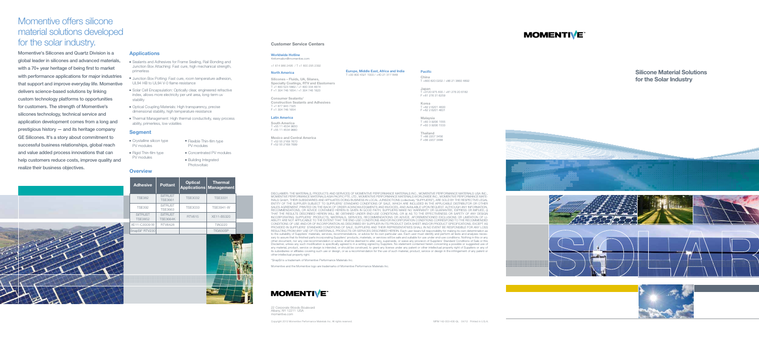# Momentive offers silicone material solutions developed for the solar industry.

**Momentive's Silicones and Quartz Division is a global leader in silicones and advanced materials, with a 70+ year heritage of being first to market with performance applications for major industries that support and improve everyday life. Momentive delivers science-based solutions by linking custom technology platforms to opportunities for customers. The strength of Momentive's silicones technology, technical service and application development comes from a long and prestigious history — and its heritage company GE Silicones. It's a story about commitment to successful business relationships, global reach and value added process innovations that can help customers reduce costs, improve quality and realize their business objectives.**

## Applications

- Sealants and Adhesives for Frame Sealing, Rail Bonding and Junction Box Attaching: Fast cure, high mechanical strength, primerless
- Junction Box Potting: Fast cure, room temperature adhesion, UL94 HB to UL94 V-0 flame resistance
- Solar Cell Encapsulation: Optically clear, engineered refractive index, allows more electricity per unit area, long-term uv stability
- Optical Coupling Materials: High transparency, precise dimensional stability, high temperature resistance
- Thermal Management: High thermal conductivity, easy process ability, primerless, low volatiles

## Segment

- Crystalline silicon type PV modules
- Rigid Thin-film type PV modules
- Flexible Thin-film type PV modules
- Concentrated PV modules
- Building Integrated Photovoltaic

## Overview

| Adhesive | Pottant | Optical Applications | Thermal Management |
|---|---|---|---|
| TSE382 | SilTRUST TSE3661 | TSE3032 | TSE3331 |
| TSE392 | SilTRUST TSE3663 | TSE3033 | TSE3941-W |
| SilTRUST TSE3852 | SilTRUST TSE3664K | RTV615 | XE11-B5320 |
| XE11-C3009-W | RTV6428 | | TIA0220 |
| SnapSil* RTV230 | | | TIG830SP |

## Customer Service Centers

**Worldwide Hotline**
4information@momentive.com

+1 614 986-2495 / T +1 800 295 2392

**North America**

**Silicones – Fluids, UA, Silanes, Specialty Coatings, RTV and Elastomers**
T +1 800 523 5862 / +1 800 334 4674
F +1 304 746 1654 / +1 304 746 1623

**Consumer Sealants/ Construction Sealants and Adhesives**
T +1 877 943 7325
F +1 304 746 1654

**Latin America**

**South America**
T +55 11 4534 9650
F +55 11 4534 9660

**Mexico and Central America**
T +52 55 2169 7670
F +52 55 2169 7699

**Europe, Middle East, Africa and India**
T +00 800 4321 1000 / +40 21 3111848

**Pacific**

**China**
T +800 820 0202 / +86 21 3860 4892

**Japan**
T +0120 975 400 / +81 276 20 6182
F +81 276 31 6259

**Korea**
T +82 2 6201 4600
F +82 2 6201 4601

**Malaysia**
T +60 3 9206 1555
F +60 3 9206 1533

**Thailand**
T +66 2207 3456
F +66 2207 3488

DISCLAIMER: THE MATERIALS, PRODUCTS AND SERVICES OF MOMENTIVE PERFORMANCE MATERIALS INC., MOMENTIVE PERFORMANCE MATERIALS USA INC., MOMENTIVE PERFORMANCE MATERIALS ASIA PACIFIC PTE. LTD., MOMENTIVE PERFORMANCE MATERIALS WORLDWIDE INC., MOMENTIVE PERFORMANCE MATERIALS GmbH, THEIR SUBSIDIARIES AND AFFILIATES DOING BUSINESS IN LOCAL JURISDICTIONS (collectively "SUPPLIERS"), ARE SOLD BY THE RESPECTIVE LEGAL ENTITY OF THE SUPPLIER SUBJECT TO SUPPLIERS' STANDARD CONDITIONS OF SALE, WHICH ARE INCLUDED IN THE APPLICABLE DISTRIBUTOR OR OTHER SALES AGREEMENT, PRINTED ON THE BACK OF ORDER ACKNOWLEDGMENTS AND INVOICES, AND AVAILABLE UPON REQUEST. ALTHOUGH ANY INFORMATION, RECOMMENDATIONS, OR ADVICE CONTAINED HEREIN IS GIVEN IN GOOD FAITH, SUPPLIERS MAKE NO WARRANTY OR GUARANTEE, EXPRESS OR IMPLIED, (i) THAT THE RESULTS DESCRIBED HEREIN WILL BE OBTAINED UNDER END-USE CONDITIONS, OR (ii) AS TO THE EFFECTIVENESS OR SAFETY OF ANY DESIGN INCORPORATING SUPPLIERS' PRODUCTS, MATERIALS, SERVICES, RECOMMENDATIONS OR ADVICE. AFOREMENTIONED EXCLUSIONS OR LIMITATION OF LIABILITY ARE NOT APPLICABLE TO THE EXTENT THAT THE END-USE CONDITIONS AND/OR INCORPORATION CONDITIONS CORRESPOND TO THE RECOMMENDED CONDITIONS OF USE AND/OR OF INCORPORATION AS DESCRIBED BY SUPPLIER IN ITS PRODUCT DATA SHEET AND/OR PRODUCT SPECIFICATIONS. EXCEPT AS PROVIDED IN SUPPLIERS' STANDARD CONDITIONS OF SALE, SUPPLIERS AND THEIR REPRESENTATIVES SHALL IN NO EVENT BE RESPONSIBLE FOR ANY LOSS RESULTING FROM ANY USE OF ITS MATERIALS, PRODUCTS OR SERVICES DESCRIBED HEREIN. Each user bears full responsibility for making its own determination as to the suitability of Suppliers' materials, services, recommendations, or advice for its own particular use. Each user must identify and perform all tests and analyses necessary to assure that its finished parts incorporating Suppliers' products, materials, or services will be safe and suitable for use under end-use conditions. Nothing in this or any other document, nor any oral recommendation or advice, shall be deemed to alter, vary, supersede, or waive any provision of Suppliers' Standard Conditions of Sale or this Disclaimer, unless any such modification is specifically agreed to in a writing signed by Suppliers. No statement contained herein concerning a possible or suggested use of any material, product, service or design is intended, or should be construed, to grant any license under any patent or other intellectual property right of Suppliers or any of its subsidiaries or affiliates covering such use or design, or as a recommendation for the use of such material, product, service or design in the infringement of any patent or other intellectual property right.

*SnapSil is a trademark of Momentive Performance Materials Inc.

Momentive and the Momentive logo are trademarks of Momentive Performance Materials Inc.

**MOMENTIVE**

22 Corporate Woods Boulevard
Albany, NY 12211 USA
momentive.com

Copyright 2012 Momentive Performance Materials Inc. All rights reserved.

MPM 182-003-40E-GL 04/12 Printed in U.S.A.

**MOMENTIVE**

## Silicone Material Solutions for the Solar Industry

SOLAR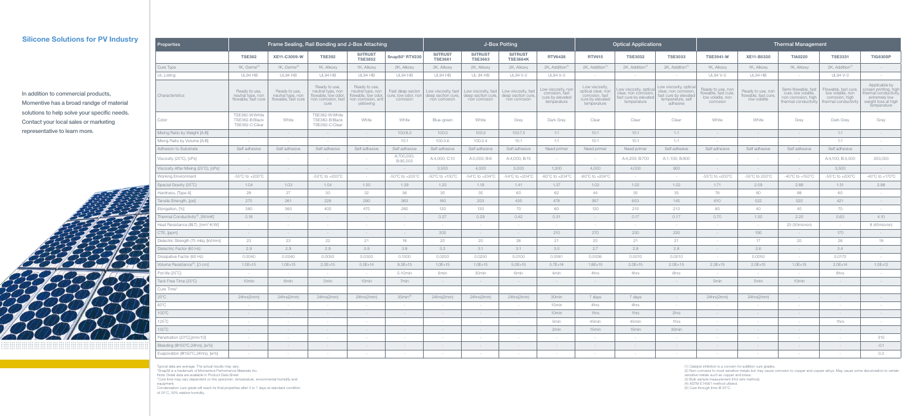## Silicone Solutions for PV Industry

In addition to commercial products, Momentive has a broad randge of material solutions to help solve your specific needs. Contact your local sales or marketing representative to learn more.

| Properties | Frame Sealing, Rail Bonding and J-Box Attaching | | | | | J-Box Potting | | | | Optical Applications | | | Thermal Management | | | | |
|---|---|---|---|---|---|---|---|---|---|---|---|---|---|---|---|---|---|
| | TSE382 | XE11-C3009-W | TSE392 | SilTRUST TSE3852 | SnapSil* RTV230 | SilTRUST TSE3661 | SilTRUST TSE3663 | SilTRUST TSE3664K | RTV6428 | RTV615 | TSE3032 | TSE3033 | TSE3941-W | XE11-B5320 | TIA0220 | TSE3331 | TIG830SP |
| Cure Type | 1K, Oxime[2] | 1K, Oxime[2] | 1K, Alkoxy | 1K, Alkoxy | 2K, Alkoxy | 2K, Alkoxy | 2K, Alkoxy | 2K, Alkoxy | 2K, Addition[1] | 2K, Addition[1] | 2K, Addition[1] | 2K, Addition[1] | 1K, Alkoxy | 1K, Alkoxy | 1K, Alkoxy | 2K, Addition[1] | |
| UL Listing | UL94 HB | UL94 HB | UL94 HB | UL94 HB | UL94 HB | UL94 HB | UL 94 HB | UL94 V-0 | UL94 V-0 | - | - | - | UL94 V-0 | UL94 HB | - | UL94 V-0 | - |
| Characteristics | Ready to use, neutral type, non flowable, fast cure | Ready to use, neutral type, non flowable, fast cure | Ready to use, neutral type, non flowable, low odor, non corrosion, fast cure | Ready to use, neutral type, non flowable, low odor, non corrosion, anti yellowing | Fast deep secion cure, low odor, non corrosion | Low viscosity, fast deep section cure, non corrosion | Low viscosity, fast deep section cure, non corrosion | Low viscosity, fast deep section cure, non corrosion | Low viscosity, non corrosion, fast cure by elevated temperature | Low viscosity, optical clear, non corrosion, fast cure by elevated temperature | Low viscosity, optical clear, non corrosion fast cure by elevated temperature | Low viscosity, optical clear, non corrosion, fast cure by elevated temperature, self adhesive | Ready to use, non flowable, fast cure, low volatile, non corrosion | Ready to use, non flowable, fast cure, low volatile | Semi-flowable, fast cure, low volatile, non corrosion, high thermal conductivity | Flowable, fast cure, low volatile, non corrosion, high thermal conductivity | Applicable by screen printing, high thermal conductivity, extremely low weight loss at high temperature |
| Color | TSE382-W:White TSE382-B:Black TSE382-C:Clear | White | TSE392-W:White TSE392-B:Black TSE392-C:Clear | White | White | Blue-green | White | Grey | Dark Grey | Clear | Clear | Clear | White | White | Grey | Dark Grey | Grey |
| Mixing Ratio by Weight [A:B] | - | - | - | - | 100:8.3 | 100:3 | 100:2 | 100:7.5 | 1:1 | 10:1 | 10:1 | 1:1 | - | - | - | 1:1 | - |
| Mixing Ratio by Volume [A:B] | - | - | - | - | 10:1 | 100:3.6 | 100:2.4 | 10:1 | 1:1 | 10:1 | 10:1 | 1:1 | - | - | - | 1:1 | - |
| Adhesion to Substrate | Self adhesive | Self adhesive | Self adhesive | Self adhesive | Self adhesive | Self adhesive | Self adhesive | Self adhesive | Need primer | Need primer | Need primer | Self adhesive | Self adhesive | Self adhesive | Self adhesive | Self adhesive | - |
| Viscosity (25°C), [cPs] | - | - | - | - | A:700,000; B:95,000 | A:4,000; C:10 | A:5,000; B:6 | A:4,000; B:15 | - | - | A:4,200; B:700 | A:1,100; B:800 | - | - | - | A:4,100; B:3,500 | 300,000 |
| Viscosity After Mixing (25°C), [cPs] | - | - | - | - | - | 3,500 | 4,000 | 3,000 | 1,300 | 4,000 | 4,000 | 900 | - | - | - | 3,500 | - |
| Working Environment | -55°C to +200°C | | -53°C to +200°C | - | -50°C to +205°C | -50°C to +150°C | -54°C to +204°C | -54°C to +204°C | -60°C to +204°C | -60°C to +204°C | - | - | -55°C to +200°C | -55°C to 200°C | -40°C to +150°C | -55°C to +200°C | -40°C to +170°C |
| Special Gravity (25°C) | 1.04 | 1.03 | 1.04 | 1.50 | 1.39 | 1.20 | 1.19 | 1.41 | 1.37 | 1.02 | 1.02 | 1.02 | 1.71 | 2.59 | 2.88 | 1.51 | 2.88 |
| Hardness, [Type A] | 28 | 27 | 30 | 32 | 36 | 30 | 35 | 60 | 62 | 44 | 35 | 35 | 76 | 80 | 88 | 60 | - |
| Tensile Strength, [psi] | 275 | 261 | 228 | 290 | 363 | 160 | 203 | 435 | 478 | 957 | 653 | 145 | 610 | 522 | 520 | 421 | - |
| Elongation, [%] | 380 | 360 | 400 | 470 | 280 | 120 | 130 | 70 | 60 | 120 | 210 | 210 | 80 | 40 | 40 | 70 | - |
| Thermal Conductivity[3], [W/mK] | 0.18 | - | - | - | - | 0.27 | 0.29 | 0.42 | 0.31 | - | 0.17 | 0.17 | 0.70 | 1.30 | 2.20 | 0.63 | 4.10 |
| Heat Resistance (BLT), [mm² K/W] | - | - | - | - | - | - | - | - | - | - | - | - | - | - | 25 (50micron) | - | 8 (45micron) |
| CTE, [ppm] | - | - | - | - | - | 300 | - | - | 210 | 270 | 230 | 230 | - | 190 | - | 170 | - |
| Dielectric Strength (75 mils), [kV/mm] | 23 | 23 | 22 | 21 | 16 | 20 | 20 | 26 | 21 | 20 | 21 | 21 | - | 17 | 20 | 26 | 18 |
| Dielectric Factor (60 Hz) | 2.9 | 2.9 | 2.9 | 3.9 | 3.8 | 3.2 | 3.1 | 3.1 | 3.0 | 2.7 | 2.8 | 2.8 | - | 2.6 | - | 3.4 | - |
| Dissipative Factor (60 Hz) | 0.0040 | 0.0040 | 0.0050 | 0.0300 | 0.1300 | 0.0200 | 0.0250 | 0.0100 | 0.0061 | 0.0006 | 0.0010 | 0.0010 | - | 0.0050 | - | 0.0170 | - |
| Volume Resistance[4], [Ω·cm] | 1.0E+15 | 1.0E+15 | 2.0E+15 | 5.0E+14 | 9.3E+13 | 1.0E+15 | 1.0E+15 | 5.0E+15 | 5.7E+14 | 1.8E+15 | 2.0E+15 | 2.0E+15 | 2.3E+15 | 2.0E+15 | 1.0E+15 | 2.0E+14 | 1.0E+12 |
| Pot life (25°C) | - | - | - | - | 5-10min | 6min | 30min | 6min | 4min | 4hrs | 4hrs | 6hrs | - | - | - | 8hrs | - |
| Tack Free Time (25°C) | 10min | 6min | 5min | 10min | 7min | - | - | - | - | - | - | - | 5min | 5min | 10min | - | - |
| Cure Time* | | | | | | | | | | | | | | | | | |
| 25°C | 24hrs(2mm) | 24hrs(2mm) | 24hrs(2mm) | 24hrs(2mm) | 30min[5] | 24hrs(2mm) | 24hrs(2mm) | 24hrs(2mm) | 30min | 7 days | 7 days | - | 24hrs(2mm) | 24hrs(2mm) | - | - | - |
| 65°C | - | - | - | - | - | - | - | - | 15min | 4hrs | 4hrs | - | - | - | - | - | - |
| 100°C | - | - | - | - | - | - | - | - | 10min | 1hrs | 1hrs | 2hrs | - | - | - | - | - |
| 125°C | - | - | - | - | - | - | - | - | 5min | 45min | 45min | 1hrs | - | - | - | 1hrs | - |
| 150°C | - | - | - | - | - | - | - | - | 2min | 15min | 15min | 30min | - | - | - | - | - |
| Penetration (23°C),[mm/10] | - | - | - | - | - | - | - | - | - | - | - | - | - | - | - | - | 310 |
| Bleeding (@150°C,24hrs), [w%] | - | - | - | - | - | - | - | - | - | - | - | - | - | - | - | - | <0.1 |
| Evaporation (@150°C,24hrs), [w%] | - | - | - | - | - | - | - | - | - | - | - | - | - | - | - | - | 0.3 |

Typical data are average. The actual results may vary.
*SnapSil is a trademark of Momentive Performance Materials Inc.
Note: Detail data are available in Product Data Sheet
*Cure time may vary dependent on the specimen, temperature, environmental humidity and equipment.
Condensation cure grade will reach its final properties after 3 to 7 days at standard condition of 25°C, 50% relative humidity.

(1) Catalyst inhibition is a concern for addition cure grades.
(2) Non-corrosive to most sensitive metals but may cause corrosion to copper and copper alloys. May cause some discoloration to certain sensitive metals such as copper and brass.
(3) Bulk sample measurement (Hot wire method).
(4) ASTM E14561 method utilized.
(5) Cure through time @ 25°C.